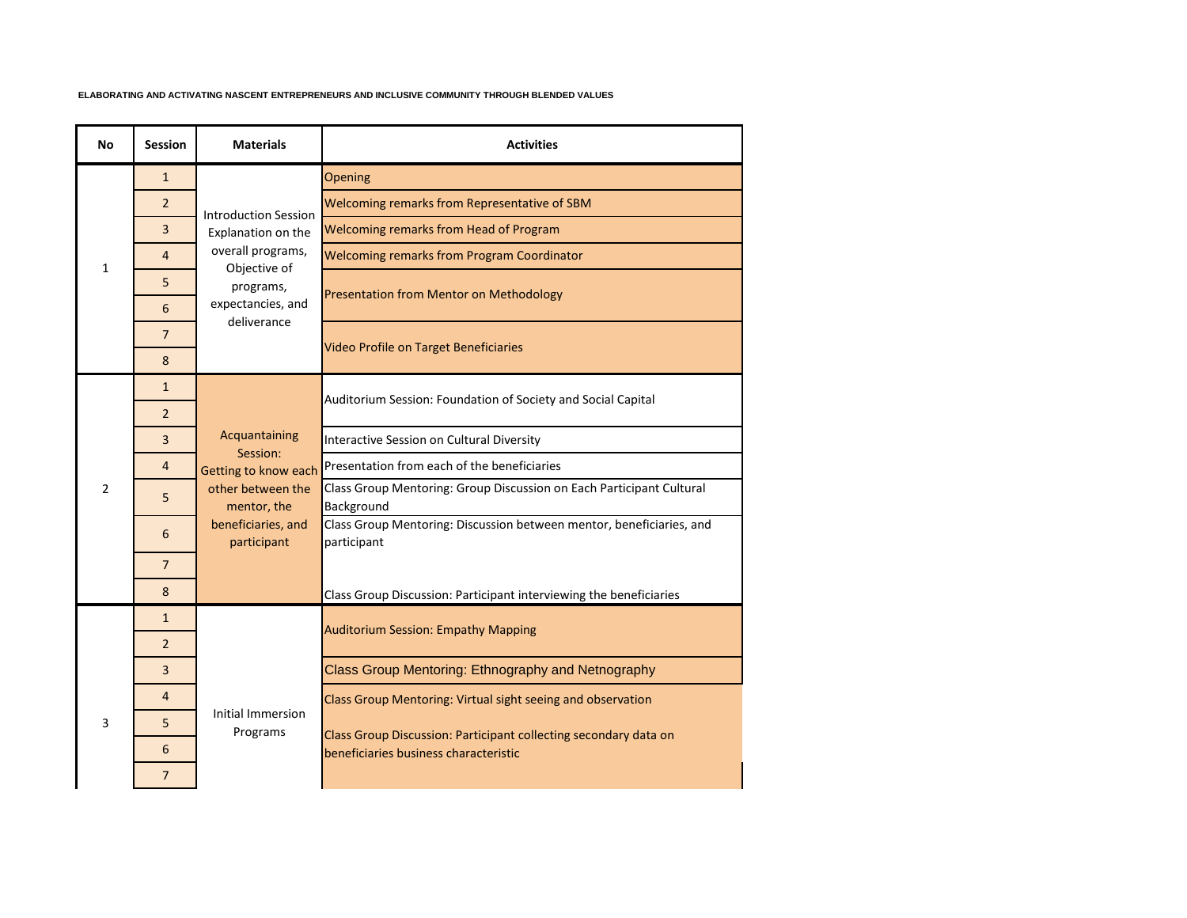**ELABORATING AND ACTIVATING NASCENT ENTREPRENEURS AND INCLUSIVE COMMUNITY THROUGH BLENDED VALUES**

| No | Session | Materials | Activities |
|---|---|---|---|
| 1 | 1 | Introduction Session Explanation on the overall programs, Objective of programs, expectancies, and deliverance | Opening |
| | 2 | | Welcoming remarks from Representative of SBM |
| | 3 | | Welcoming remarks from Head of Program |
| | 4 | | Welcoming remarks from Program Coordinator |
| | 5 | | Presentation from Mentor on Methodology |
| | 6 | | |
| | 7 | | Video Profile on Target Beneficiaries |
| | 8 | | |
| 2 | 1 | Acquantaining Session: Getting to know each other between the mentor, the beneficiaries, and participant | Auditorium Session: Foundation of Society and Social Capital |
| | 2 | | |
| | 3 | | Interactive Session on Cultural Diversity |
| | 4 | | Presentation from each of the beneficiaries |
| | 5 | | Class Group Mentoring: Group Discussion on Each Participant Cultural Background |
| | 6 | | Class Group Mentoring: Discussion between mentor, beneficiaries, and participant |
| | 7 | | |
| | 8 | | Class Group Discussion: Participant interviewing the beneficiaries |
| 3 | 1 | Initial Immersion Programs | Auditorium Session: Empathy Mapping |
| | 2 | | |
| | 3 | | Class Group Mentoring: Ethnography and Netnography |
| | 4 | | Class Group Mentoring: Virtual sight seeing and observation |
| | 5 | | Class Group Discussion: Participant collecting secondary data on beneficiaries business characteristic |
| | 6 | | |
| | 7 | | |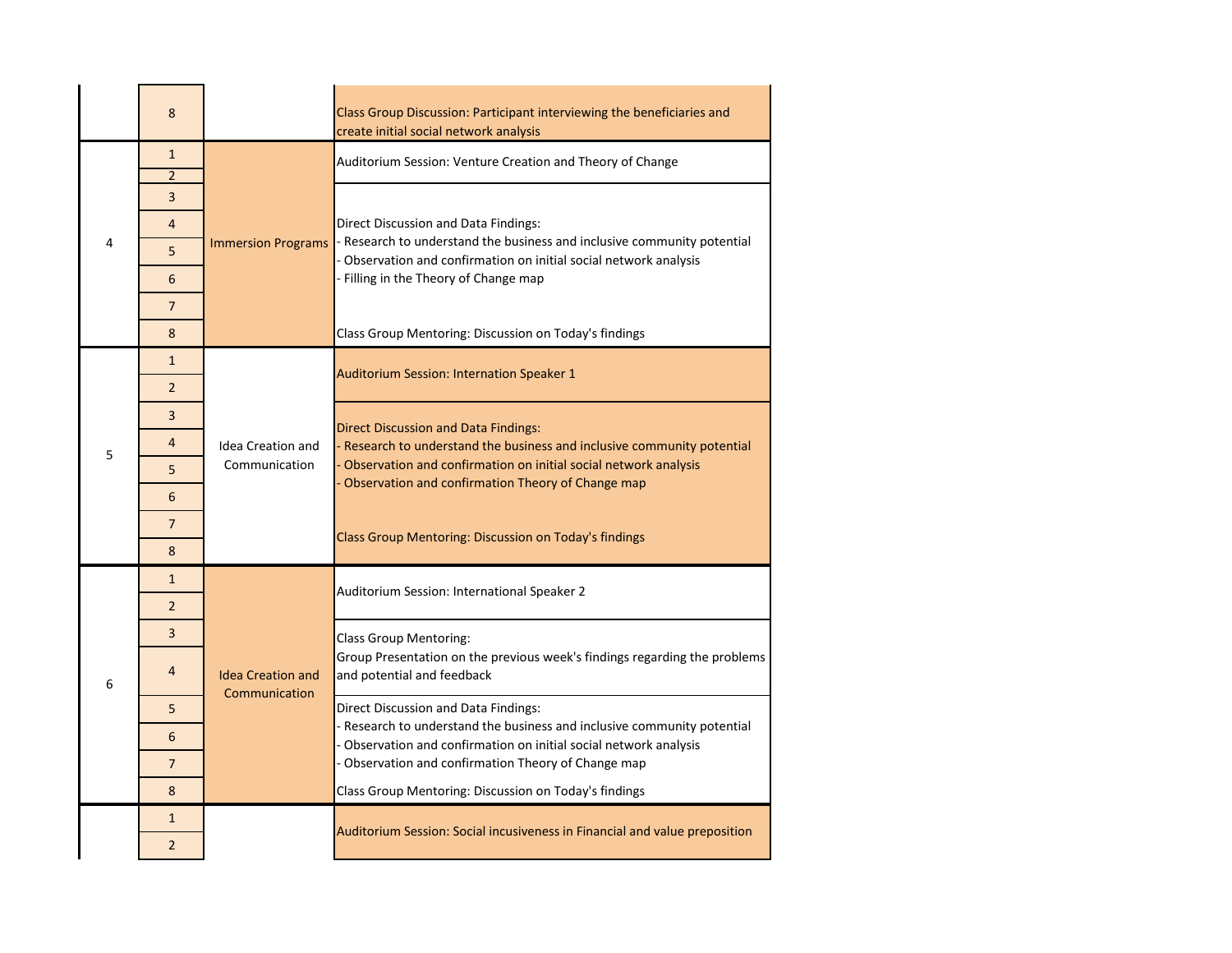| | | | |
|---|---|---|---|
| | 8 | | Class Group Discussion: Participant interviewing the beneficiaries and create initial social network analysis |
| 4 | 1 | Immersion Programs | Auditorium Session: Venture Creation and Theory of Change |
| | 2 | | |
| | 3 | | Direct Discussion and Data Findings:<br>- Research to understand the business and inclusive community potential<br>- Observation and confirmation on initial social network analysis<br>- Filling in the Theory of Change map |
| | 4 | | |
| | 5 | | |
| | 6 | | |
| | 7 | | |
| | 8 | | Class Group Mentoring: Discussion on Today's findings |
| 5 | 1 | Idea Creation and Communication | Auditorium Session: Internation Speaker 1 |
| | 2 | | |
| | 3 | | Direct Discussion and Data Findings:<br>- Research to understand the business and inclusive community potential<br>- Observation and confirmation on initial social network analysis<br>- Observation and confirmation Theory of Change map |
| | 4 | | |
| | 5 | | |
| | 6 | | |
| | 7 | | Class Group Mentoring: Discussion on Today's findings |
| | 8 | | |
| 6 | 1 | Idea Creation and Communication | Auditorium Session: International Speaker 2 |
| | 2 | | |
| | 3 | | Class Group Mentoring:<br>Group Presentation on the previous week's findings regarding the problems and potential and feedback |
| | 4 | | |
| | 5 | | Direct Discussion and Data Findings:<br>- Research to understand the business and inclusive community potential<br>- Observation and confirmation on initial social network analysis<br>- Observation and confirmation Theory of Change map |
| | 6 | | |
| | 7 | | |
| | 8 | | Class Group Mentoring: Discussion on Today's findings |
| | 1 | | Auditorium Session: Social incusiveness in Financial and value preposition |
| | 2 | | |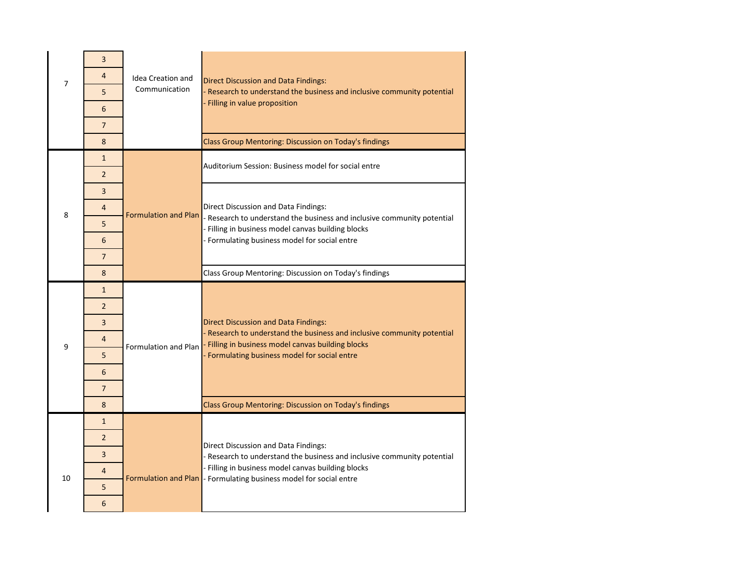| | | | |
|---|---|---|---|
| 7 | 3 | Idea Creation and Communication | Direct Discussion and Data Findings:<br>- Research to understand the business and inclusive community potential<br>- Filling in value proposition |
| | 4 | | |
| | 5 | | |
| | 6 | | |
| | 7 | | |
| | 8 | | Class Group Mentoring: Discussion on Today's findings |
| 8 | 1 | Formulation and Plan | Auditorium Session: Business model for social entre |
| | 2 | | |
| | 3 | | Direct Discussion and Data Findings:<br>- Research to understand the business and inclusive community potential<br>- Filling in business model canvas building blocks<br>- Formulating business model for social entre |
| | 4 | | |
| | 5 | | |
| | 6 | | |
| | 7 | | |
| | 8 | | Class Group Mentoring: Discussion on Today's findings |
| 9 | 1 | Formulation and Plan | Direct Discussion and Data Findings:<br>- Research to understand the business and inclusive community potential<br>- Filling in business model canvas building blocks<br>- Formulating business model for social entre |
| | 2 | | |
| | 3 | | |
| | 4 | | |
| | 5 | | |
| | 6 | | |
| | 7 | | |
| | 8 | | Class Group Mentoring: Discussion on Today's findings |
| 10 | 1 | Formulation and Plan | Direct Discussion and Data Findings:<br>- Research to understand the business and inclusive community potential<br>- Filling in business model canvas building blocks<br>- Formulating business model for social entre |
| | 2 | | |
| | 3 | | |
| | 4 | | |
| | 5 | | |
| | 6 | | |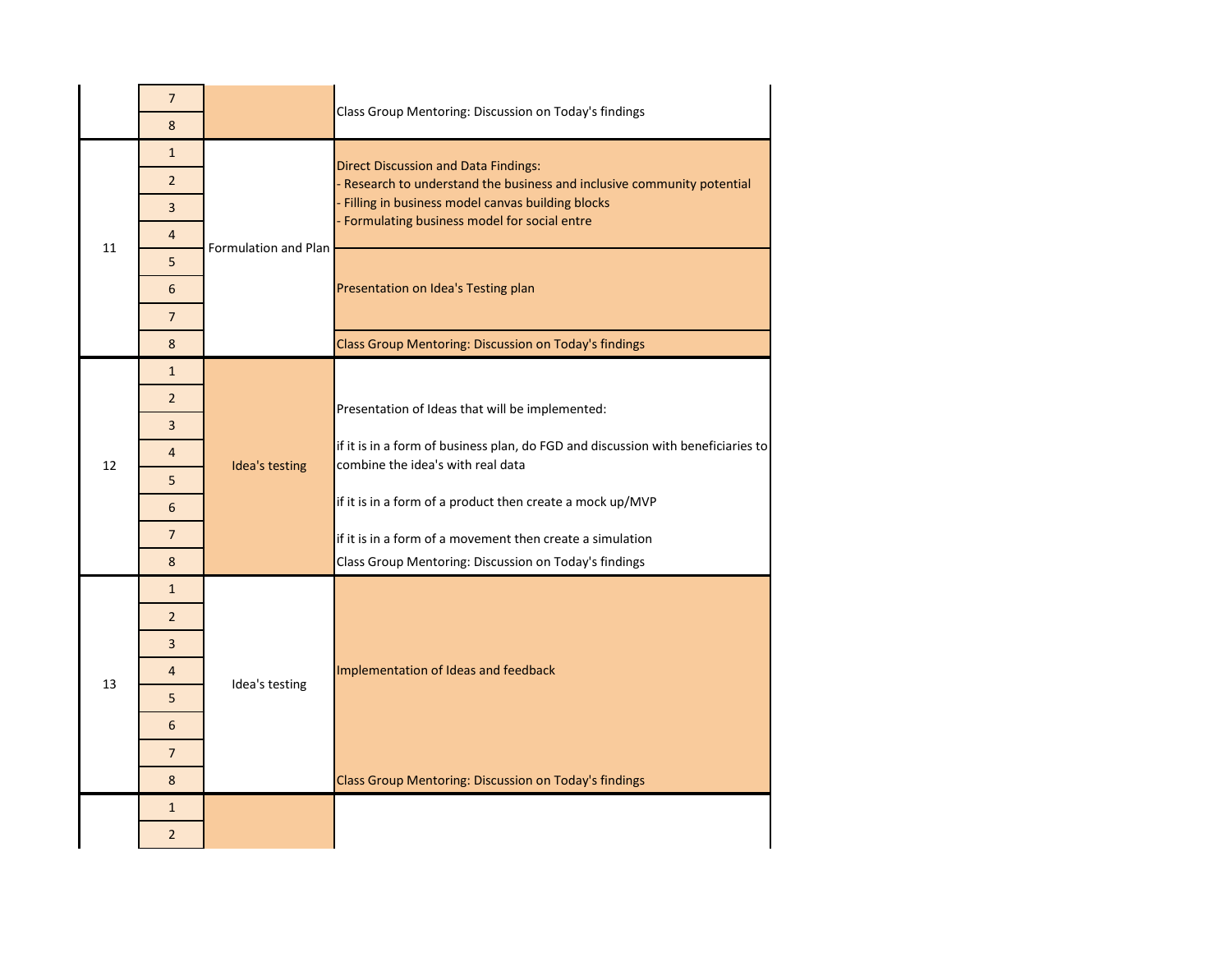| | | | |
|---|---|---|---|
| | 7 | | Class Group Mentoring: Discussion on Today's findings |
| | 8 | | |
| 11 | 1 | Formulation and Plan | Direct Discussion and Data Findings:<br>- Research to understand the business and inclusive community potential<br>- Filling in business model canvas building blocks<br>- Formulating business model for social entre |
| | 2 | | |
| | 3 | | |
| | 4 | | |
| | 5 | | Presentation on Idea's Testing plan |
| | 6 | | |
| | 7 | | |
| | 8 | | Class Group Mentoring: Discussion on Today's findings |
| 12 | 1 | Idea's testing | Presentation of Ideas that will be implemented:<br><br>if it is in a form of business plan, do FGD and discussion with beneficiaries to combine the idea's with real data<br><br>if it is in a form of a product then create a mock up/MVP<br><br>if it is in a form of a movement then create a simulation |
| | 2 | | |
| | 3 | | |
| | 4 | | |
| | 5 | | |
| | 6 | | |
| | 7 | | |
| | 8 | | Class Group Mentoring: Discussion on Today's findings |
| 13 | 1 | Idea's testing | Implementation of Ideas and feedback |
| | 2 | | |
| | 3 | | |
| | 4 | | |
| | 5 | | |
| | 6 | | |
| | 7 | | |
| | 8 | | Class Group Mentoring: Discussion on Today's findings |
| | 1 | | |
| | 2 | | |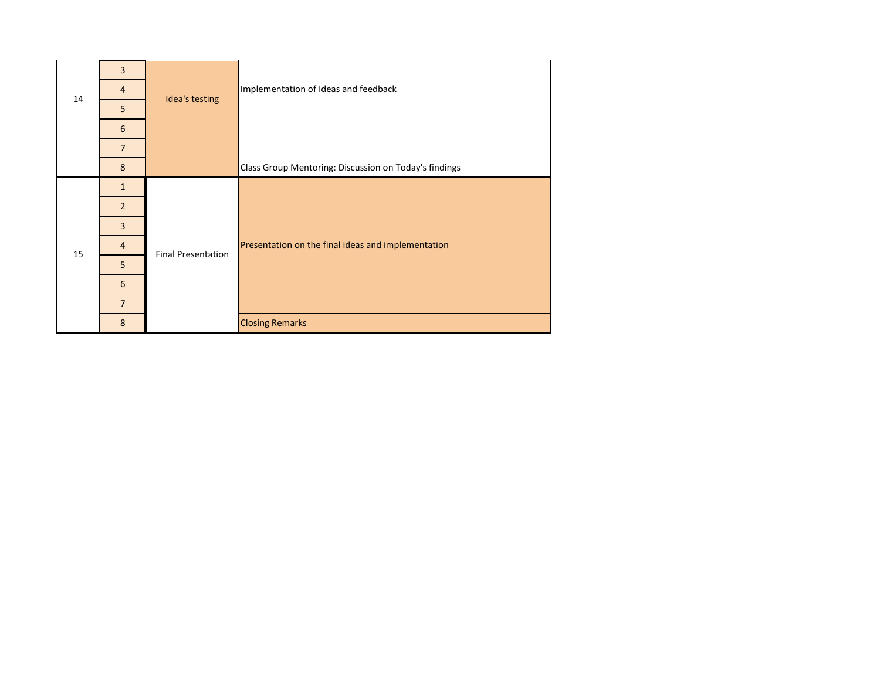| | | | |
|---|---|---|---|
| 14 | 3 | Idea's testing | Implementation of Ideas and feedback |
| | 4 | | |
| | 5 | | |
| | 6 | | |
| | 7 | | |
| | 8 | | Class Group Mentoring: Discussion on Today's findings |
| 15 | 1 | Final Presentation | Presentation on the final ideas and implementation |
| | 2 | | |
| | 3 | | |
| | 4 | | |
| | 5 | | |
| | 6 | | |
| | 7 | | |
| | 8 | | Closing Remarks |